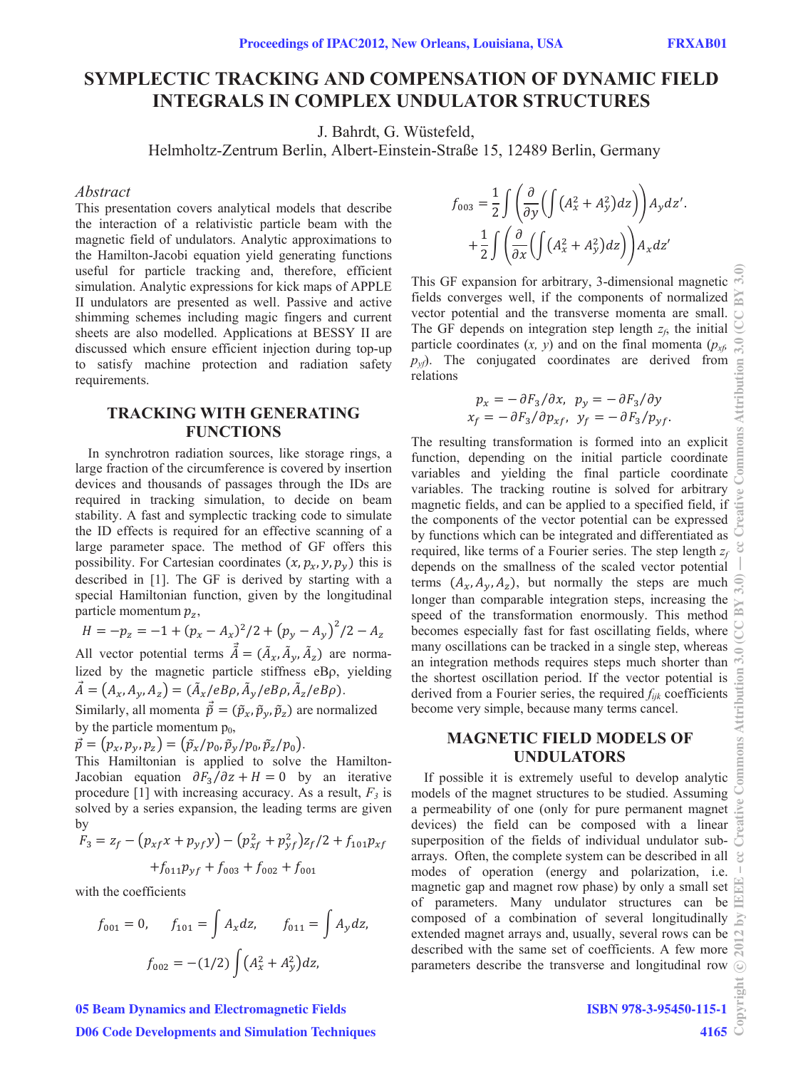# SYMPLECTIC TRACKING AND COMPENSATION OF DYNAMIC FIELD INTEGRALS IN COMPLEX UNDULATOR STRUCTURES

J. Bahrdt, G. Wüstefeld,
Helmholtz-Zentrum Berlin, Albert-Einstein-Straße 15, 12489 Berlin, Germany

## *Abstract*

This presentation covers analytical models that describe the interaction of a relativistic particle beam with the magnetic field of undulators. Analytic approximations to the Hamilton-Jacobi equation yield generating functions useful for particle tracking and, therefore, efficient simulation. Analytic expressions for kick maps of APPLE II undulators are presented as well. Passive and active shimming schemes including magic fingers and current sheets are also modelled. Applications at BESSY II are discussed which ensure efficient injection during top-up to satisfy machine protection and radiation safety requirements.

## TRACKING WITH GENERATING FUNCTIONS

In synchrotron radiation sources, like storage rings, a large fraction of the circumference is covered by insertion devices and thousands of passages through the IDs are required in tracking simulation, to decide on beam stability. A fast and symplectic tracking code to simulate the ID effects is required for an effective scanning of a large parameter space. The method of GF offers this possibility. For Cartesian coordinates $(x, p_x, y, p_y)$ this is described in [1]. The GF is derived by starting with a special Hamiltonian function, given by the longitudinal particle momentum $p_z$,

$$H = -p_z = -1 + (p_x - A_x)^2/2 + \left(p_y - A_y\right)^2/2 - A_z$$

All vector potential terms $\vec{\tilde{A}} = (\tilde{A}_x, \tilde{A}_y, \tilde{A}_z)$ are normalized by the magnetic particle stiffness eBρ, yielding $\vec{A} = (A_x, A_y, A_z) = (\tilde{A}_x/eB\rho, \tilde{A}_y/eB\rho, \tilde{A}_z/eB\rho)$.

Similarly, all momenta $\vec{\tilde{p}} = (\tilde{p}_x, \tilde{p}_y, \tilde{p}_z)$ are normalized by the particle momentum $p_0$,

$\vec{p} = (p_x, p_y, p_z) = (\tilde{p}_x/p_0, \tilde{p}_y/p_0, \tilde{p}_z/p_0)$.

This Hamiltonian is applied to solve the Hamilton-Jacobian equation $\partial F_3/\partial z + H = 0$ by an iterative procedure [1] with increasing accuracy. As a result, $F_3$ is solved by a series expansion, the leading terms are given by

$$F_3 = z_f - \left(p_{xf}x + p_{yf}y\right) - \left(p_{xf}^2 + p_{yf}^2\right)z_f/2 + f_{101}p_{xf} + f_{011}p_{yf} + f_{003} + f_{002} + f_{001}$$

with the coefficients

$$f_{001} = 0, \qquad f_{101} = \int A_x dz, \qquad f_{011} = \int A_y dz,$$

$$f_{002} = -(1/2)\int \left(A_x^2 + A_y^2\right)dz,$$

$$f_{003} = \frac{1}{2}\int\left(\frac{\partial}{\partial y}\left(\int\left(A_x^2 + A_y^2\right)dz\right)\right)A_y dz'. + \frac{1}{2}\int\left(\frac{\partial}{\partial x}\left(\int\left(A_x^2 + A_y^2\right)dz\right)\right)A_x dz'$$

This GF expansion for arbitrary, 3-dimensional magnetic fields converges well, if the components of normalized vector potential and the transverse momenta are small. The GF depends on integration step length $z_f$, the initial particle coordinates $(x, y)$ and on the final momenta $(p_{xf}, p_{yf})$. The conjugated coordinates are derived from relations

$$p_x = -\partial F_3/\partial x,\;\; p_y = -\partial F_3/\partial y$$
$$x_f = -\partial F_3/\partial p_{xf},\;\; y_f = -\partial F_3/p_{yf}.$$

The resulting transformation is formed into an explicit function, depending on the initial particle coordinate variables and yielding the final particle coordinate variables. The tracking routine is solved for arbitrary magnetic fields, and can be applied to a specified field, if the components of the vector potential can be expressed by functions which can be integrated and differentiated as required, like terms of a Fourier series. The step length $z_f$ depends on the smallness of the scaled vector potential terms $(A_x, A_y, A_z)$, but normally the steps are much longer than comparable integration steps, increasing the speed of the transformation enormously. This method becomes especially fast for fast oscillating fields, where many oscillations can be tracked in a single step, whereas an integration methods requires steps much shorter than the shortest oscillation period. If the vector potential is derived from a Fourier series, the required $f_{ijk}$ coefficients become very simple, because many terms cancel.

## MAGNETIC FIELD MODELS OF UNDULATORS

If possible it is extremely useful to develop analytic models of the magnet structures to be studied. Assuming a permeability of one (only for pure permanent magnet devices) the field can be composed with a linear superposition of the fields of individual undulator sub-arrays. Often, the complete system can be described in all modes of operation (energy and polarization, i.e. magnetic gap and magnet row phase) by only a small set of parameters. Many undulator structures can be composed of a combination of several longitudinally extended magnet arrays and, usually, several rows can be described with the same set of coefficients. A few more parameters describe the transverse and longitudinal row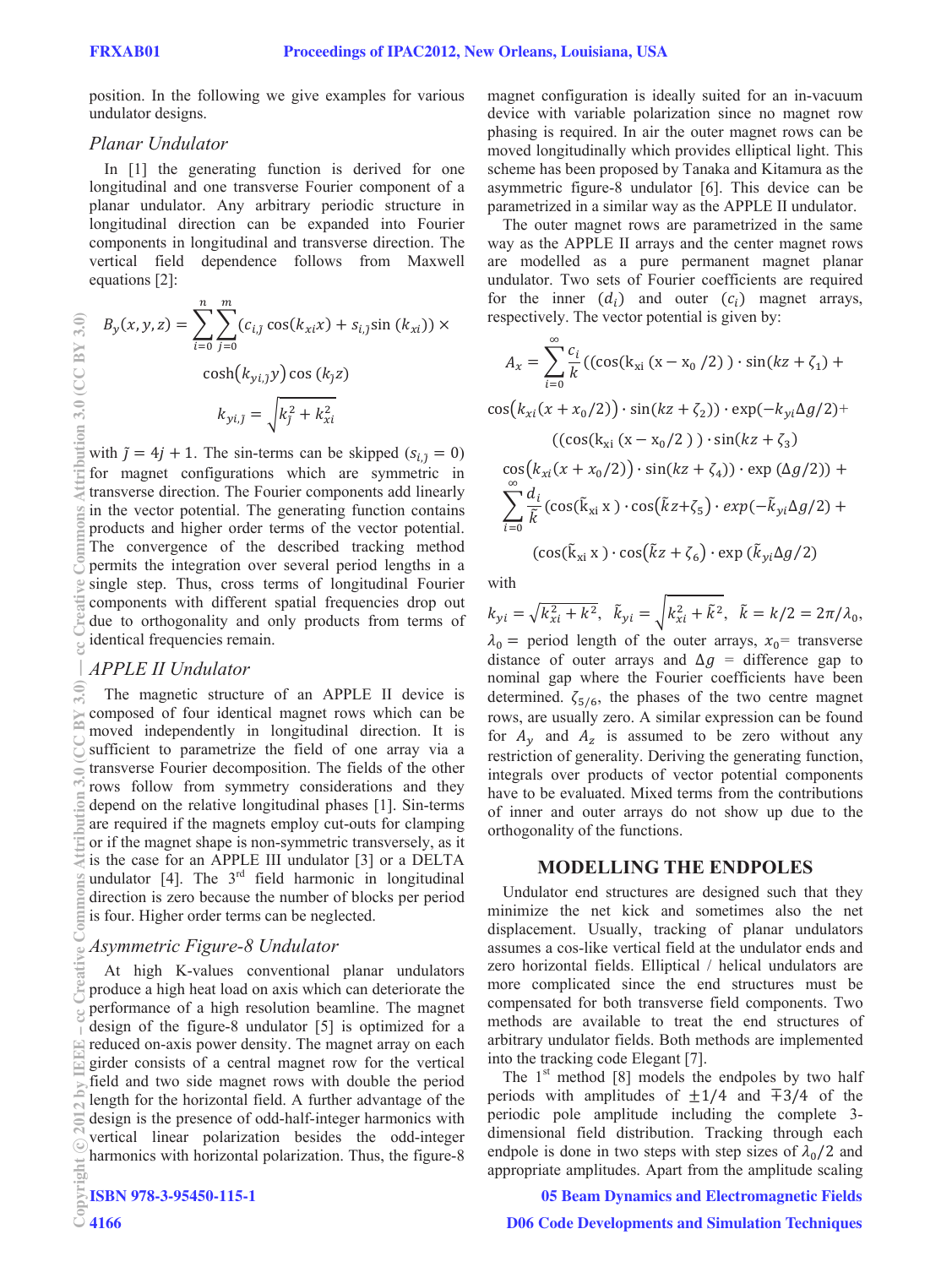position. In the following we give examples for various undulator designs.

### *Planar Undulator*

In [1] the generating function is derived for one longitudinal and one transverse Fourier component of a planar undulator. Any arbitrary periodic structure in longitudinal direction can be expanded into Fourier components in longitudinal and transverse direction. The vertical field dependence follows from Maxwell equations [2]:

$$B_y(x,y,z) = \sum_{i=0}^{n}\sum_{j=0}^{m}(c_{i,j}\cos(k_{xi}x) + s_{i,j}\sin(k_{xi})) \times$$

$$\cosh(k_{yi,\tilde{j}}y)\cos(k_{\tilde{j}}z)$$

$$k_{yi,\tilde{j}} = \sqrt{k_{\tilde{j}}^2 + k_{xi}^2}$$

with $\tilde{j} = 4j+1$. The sin-terms can be skipped ($s_{i,j}=0$) for magnet configurations which are symmetric in transverse direction. The Fourier components add linearly in the vector potential. The generating function contains products and higher order terms of the vector potential. The convergence of the described tracking method permits the integration over several period lengths in a single step. Thus, cross terms of longitudinal Fourier components with different spatial frequencies drop out due to orthogonality and only products from terms of identical frequencies remain.

### *APPLE II Undulator*

The magnetic structure of an APPLE II device is composed of four identical magnet rows which can be moved independently in longitudinal direction. It is sufficient to parametrize the field of one array via a transverse Fourier decomposition. The fields of the other rows follow from symmetry considerations and they depend on the relative longitudinal phases [1]. Sin-terms are required if the magnets employ cut-outs for clamping or if the magnet shape is non-symmetric transversely, as it is the case for an APPLE III undulator [3] or a DELTA undulator [4]. The 3rd field harmonic in longitudinal direction is zero because the number of blocks per period is four. Higher order terms can be neglected.

### *Asymmetric Figure-8 Undulator*

At high K-values conventional planar undulators produce a high heat load on axis which can deteriorate the performance of a high resolution beamline. The magnet design of the figure-8 undulator [5] is optimized for a reduced on-axis power density. The magnet array on each girder consists of a central magnet row for the vertical field and two side magnet rows with double the period length for the horizontal field. A further advantage of the design is the presence of odd-half-integer harmonics with vertical linear polarization besides the odd-integer harmonics with horizontal polarization. Thus, the figure-8 magnet configuration is ideally suited for an in-vacuum device with variable polarization since no magnet row phasing is required. In air the outer magnet rows can be moved longitudinally which provides elliptical light. This scheme has been proposed by Tanaka and Kitamura as the asymmetric figure-8 undulator [6]. This device can be parametrized in a similar way as the APPLE II undulator.

The outer magnet rows are parametrized in the same way as the APPLE II arrays and the center magnet rows are modelled as a pure permanent magnet planar undulator. Two sets of Fourier coefficients are required for the inner ($d_i$) and outer ($c_i$) magnet arrays, respectively. The vector potential is given by:

$$A_x = \sum_{i=0}^{\infty}\frac{c_i}{k}((\cos(k_{xi}(x-x_0/2))\cdot\sin(kz+\zeta_1) +$$

$$\cos(k_{xi}(x+x_0/2))\cdot\sin(kz+\zeta_2))\cdot\exp(-k_{yi}\Delta g/2)+$$

$$((\cos(k_{xi}(x-x_0/2))\cdot\sin(kz+\zeta_3)$$

$$\cos(k_{xi}(x+x_0/2))\cdot\sin(kz+\zeta_4))\cdot\exp(\Delta g/2)) +$$

$$\sum_{i=0}^{\infty}\frac{d_i}{\tilde{k}}(\cos(\tilde{k}_{xi}x)\cdot\cos(\tilde{k}z+\zeta_5)\cdot exp(-\tilde{k}_{yi}\Delta g/2) +$$

$$(\cos(\tilde{k}_{xi}x)\cdot\cos(\tilde{k}z+\zeta_6)\cdot\exp(\tilde{k}_{yi}\Delta g/2)$$

with

$k_{yi} = \sqrt{k_{xi}^2 + k^2}$, $\tilde{k}_{yi} = \sqrt{k_{xi}^2 + \tilde{k}^2}$, $\tilde{k} = k/2 = 2\pi/\lambda_0$, $\lambda_0 =$ period length of the outer arrays, $x_0 =$ transverse distance of outer arrays and $\Delta g$ = difference gap to nominal gap where the Fourier coefficients have been determined. $\zeta_{5/6}$, the phases of the two centre magnet rows, are usually zero. A similar expression can be found for $A_y$ and $A_z$ is assumed to be zero without any restriction of generality. Deriving the generating function, integrals over products of vector potential components have to be evaluated. Mixed terms from the contributions of inner and outer arrays do not show up due to the orthogonality of the functions.

## MODELLING THE ENDPOLES

Undulator end structures are designed such that they minimize the net kick and sometimes also the net displacement. Usually, tracking of planar undulators assumes a cos-like vertical field at the undulator ends and zero horizontal fields. Elliptical / helical undulators are more complicated since the end structures must be compensated for both transverse field components. Two methods are available to treat the end structures of arbitrary undulator fields. Both methods are implemented into the tracking code Elegant [7].

The 1st method [8] models the endpoles by two half periods with amplitudes of $\pm 1/4$ and $\mp 3/4$ of the periodic pole amplitude including the complete 3-dimensional field distribution. Tracking through each endpole is done in two steps with step sizes of $\lambda_0/2$ and appropriate amplitudes. Apart from the amplitude scaling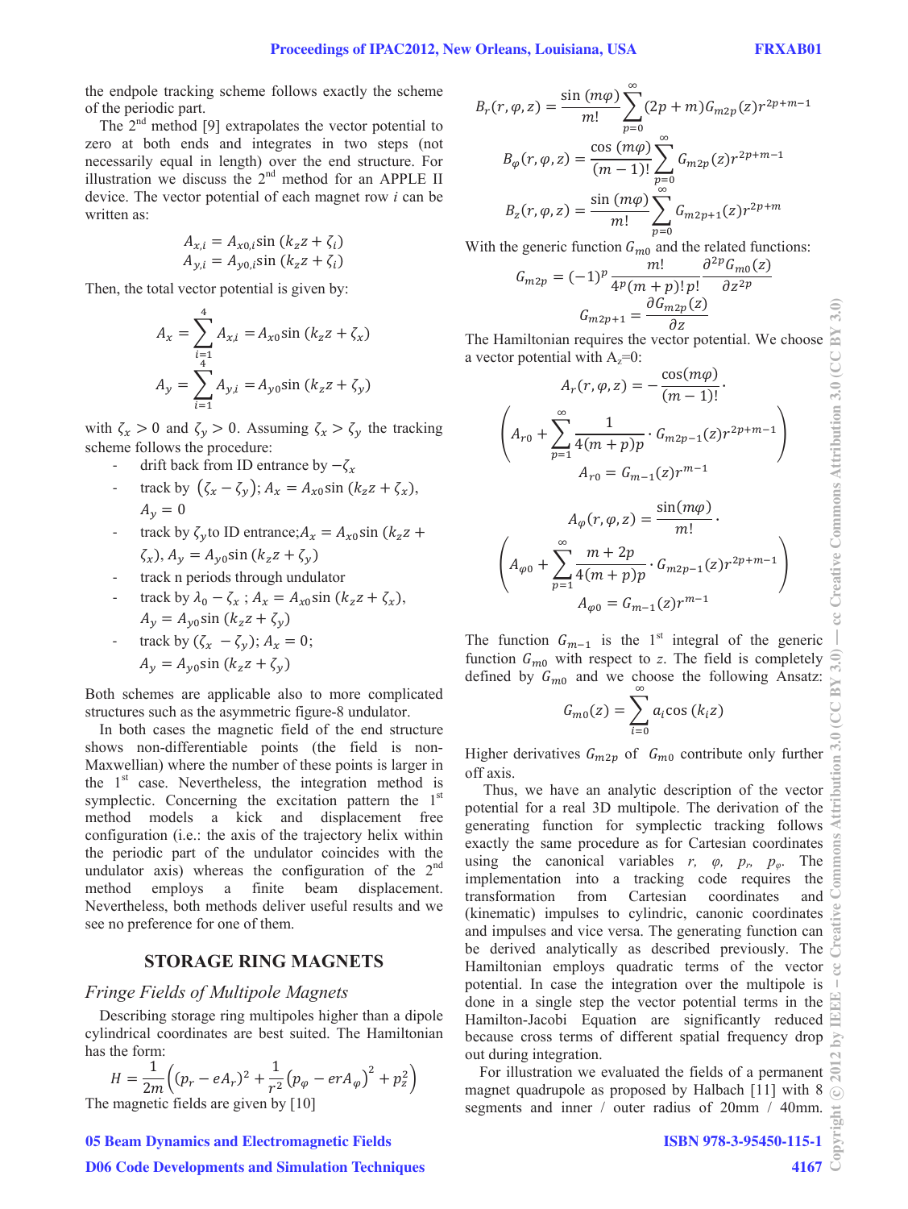the endpole tracking scheme follows exactly the scheme of the periodic part.

The 2nd method [9] extrapolates the vector potential to zero at both ends and integrates in two steps (not necessarily equal in length) over the end structure. For illustration we discuss the 2nd method for an APPLE II device. The vector potential of each magnet row $i$ can be written as:

$$A_{x,i} = A_{x0,i}\sin(k_z z + \zeta_i)$$
$$A_{y,i} = A_{y0,i}\sin(k_z z + \zeta_i)$$

Then, the total vector potential is given by:

$$A_x = \sum_{i=1}^{4} A_{x,i} = A_{x0}\sin(k_z z + \zeta_x)$$

$$A_y = \sum_{i=1}^{4} A_{y,i} = A_{y0}\sin(k_z z + \zeta_y)$$

with $\zeta_x > 0$ and $\zeta_y > 0$. Assuming $\zeta_x > \zeta_y$ the tracking scheme follows the procedure:

- drift back from ID entrance by $-\zeta_x$
- track by $(\zeta_x - \zeta_y)$; $A_x = A_{x0}\sin(k_z z + \zeta_x)$, $A_y = 0$
- track by $\zeta_y$ to ID entrance; $A_x = A_{x0}\sin(k_z z + \zeta_x)$, $A_y = A_{y0}\sin(k_z z + \zeta_y)$
- track n periods through undulator
- track by $\lambda_0 - \zeta_x$ ; $A_x = A_{x0}\sin(k_z z + \zeta_x)$, $A_y = A_{y0}\sin(k_z z + \zeta_y)$
- track by $(\zeta_x - \zeta_y)$; $A_x = 0$; $A_y = A_{y0}\sin(k_z z + \zeta_y)$

Both schemes are applicable also to more complicated structures such as the asymmetric figure-8 undulator.

In both cases the magnetic field of the end structure shows non-differentiable points (the field is non-Maxwellian) where the number of these points is larger in the 1st case. Nevertheless, the integration method is symplectic. Concerning the excitation pattern the 1st method models a kick and displacement free configuration (i.e.: the axis of the trajectory helix within the periodic part of the undulator coincides with the undulator axis) whereas the configuration of the 2nd method employs a finite beam displacement. Nevertheless, both methods deliver useful results and we see no preference for one of them.

## STORAGE RING MAGNETS

### *Fringe Fields of Multipole Magnets*

Describing storage ring multipoles higher than a dipole cylindrical coordinates are best suited. The Hamiltonian has the form:

$$H = \frac{1}{2m}\left((p_r - eA_r)^2 + \frac{1}{r^2}\left(p_\varphi - erA_\varphi\right)^2 + p_z^2\right)$$

The magnetic fields are given by [10]

$$B_r(r,\varphi,z) = \frac{\sin(m\varphi)}{m!}\sum_{p=0}^{\infty}(2p+m)G_{m2p}(z)r^{2p+m-1}$$

$$B_\varphi(r,\varphi,z) = \frac{\cos(m\varphi)}{(m-1)!}\sum_{p=0}^{\infty}G_{m2p}(z)r^{2p+m-1}$$

$$B_z(r,\varphi,z) = \frac{\sin(m\varphi)}{m!}\sum_{p=0}^{\infty}G_{m2p+1}(z)r^{2p+m}$$

With the generic function $G_{m0}$ and the related functions:

$$G_{m2p} = (-1)^p\frac{m!}{4^p(m+p)!\,p!}\frac{\partial^{2p}G_{m0}(z)}{\partial z^{2p}}$$

$$G_{m2p+1} = \frac{\partial G_{m2p}(z)}{\partial z}$$

The Hamiltonian requires the vector potential. We choose a vector potential with $A_z$=0:

$$A_r(r,\varphi,z) = -\frac{\cos(m\varphi)}{(m-1)!}\cdot$$
$$\left(A_{r0} + \sum_{p=1}^{\infty}\frac{1}{4(m+p)p}\cdot G_{m2p-1}(z)r^{2p+m-1}\right)$$
$$A_{r0} = G_{m-1}(z)r^{m-1}$$

$$A_\varphi(r,\varphi,z) = \frac{\sin(m\varphi)}{m!}\cdot$$
$$\left(A_{\varphi0} + \sum_{p=1}^{\infty}\frac{m+2p}{4(m+p)p}\cdot G_{m2p-1}(z)r^{2p+m-1}\right)$$
$$A_{\varphi0} = G_{m-1}(z)r^{m-1}$$

The function $G_{m-1}$ is the 1st integral of the generic function $G_{m0}$ with respect to $z$. The field is completely defined by $G_{m0}$ and we choose the following Ansatz:

$$G_{m0}(z) = \sum_{i=0}^{\infty}a_i\cos(k_i z)$$

Higher derivatives $G_{m2p}$ of $G_{m0}$ contribute only further off axis.

Thus, we have an analytic description of the vector potential for a real 3D multipole. The derivation of the generating function for symplectic tracking follows exactly the same procedure as for Cartesian coordinates using the canonical variables $r$, $\varphi$, $p_r$, $p_\varphi$. The implementation into a tracking code requires the transformation from Cartesian coordinates and (kinematic) impulses to cylindric, canonic coordinates and impulses and vice versa. The generating function can be derived analytically as described previously. The Hamiltonian employs quadratic terms of the vector potential. In case the integration over the multipole is done in a single step the vector potential terms in the Hamilton-Jacobi Equation are significantly reduced because cross terms of different spatial frequency drop out during integration.

For illustration we evaluated the fields of a permanent magnet quadrupole as proposed by Halbach [11] with 8 segments and inner / outer radius of 20mm / 40mm.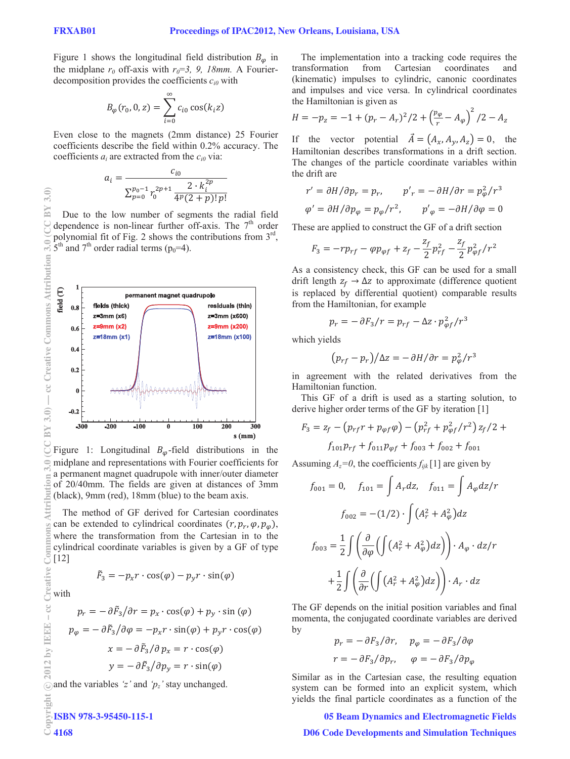Figure 1 shows the longitudinal field distribution $B_\varphi$ in the midplane $r_0$ off-axis with $r_0$=3, 9, 18mm. A Fourier-decomposition provides the coefficients $c_{i0}$ with

$$B_\varphi(r_0, 0, z) = \sum_{i=0}^{\infty} c_{i0}\cos(k_i z)$$

Even close to the magnets (2mm distance) 25 Fourier coefficients describe the field within 0.2% accuracy. The coefficients $a_i$ are extracted from the $c_{i0}$ via:

$$a_i = \frac{c_{i0}}{\sum_{p=0}^{p_0-1} r_0^{2p+1} \frac{2\cdot k_i^{2p}}{4^p(2+p)!\,p!}}$$

Due to the low number of segments the radial field dependence is non-linear further off-axis. The 7th order polynomial fit of Fig. 2 shows the contributions from 3rd, 5th and 7th order radial terms ($p_0$=4).

Figure 1: Longitudinal $B_\varphi$-field distributions in the midplane and representations with Fourier coefficients for a permanent magnet quadrupole with inner/outer diameter of 20/40mm. The fields are given at distances of 3mm (black), 9mm (red), 18mm (blue) to the beam axis.

The method of GF derived for Cartesian coordinates can be extended to cylindrical coordinates $(r, p_r, \varphi, p_\varphi)$, where the transformation from the Cartesian in to the cylindrical coordinate variables is given by a GF of type [12]

$$\tilde{F}_3 = -p_x r\cdot\cos(\varphi) - p_y r\cdot\sin(\varphi)$$

with

$$p_r = -\partial\tilde{F}_3/\partial r = p_x\cdot\cos(\varphi) + p_y\cdot\sin(\varphi)$$

$$p_\varphi = -\partial\tilde{F}_3/\partial\varphi = -p_x r\cdot\sin(\varphi) + p_y r\cdot\cos(\varphi)$$

$$x = -\partial\tilde{F}_3/\partial p_x = r\cdot\cos(\varphi)$$

$$y = -\partial\tilde{F}_3/\partial p_y = r\cdot\sin(\varphi)$$

and the variables '$z$' and '$p_z$' stay unchanged.

The implementation into a tracking code requires the transformation from Cartesian coordinates and (kinematic) impulses to cylindric, canonic coordinates and impulses and vice versa. In cylindrical coordinates the Hamiltonian is given as

$$H = -p_z = -1 + (p_r - A_r)^2/2 + \left(\frac{p_\varphi}{r} - A_\varphi\right)^2/2 - A_z$$

If the vector potential $\vec{A} = (A_x, A_y, A_z) = 0$, the Hamiltonian describes transformations in a drift section. The changes of the particle coordinate variables within the drift are

$$r' = \partial H/\partial p_r = p_r, \qquad p'_r = -\partial H/\partial r = p_\varphi^2/r^3$$

$$\varphi' = \partial H/\partial p_\varphi = p_\varphi/r^2, \qquad p'_\varphi = -\partial H/\partial\varphi = 0$$

These are applied to construct the GF of a drift section

$$F_3 = -rp_{rf} - \varphi p_{\varphi f} + z_f - \frac{z_f}{2}p_{rf}^2 - \frac{z_f}{2}p_{\varphi f}^2/r^2$$

As a consistency check, this GF can be used for a small drift length $z_f \to \Delta z$ to approximate (difference quotient is replaced by differential quotient) comparable results from the Hamiltonian, for example

$$p_r = -\partial F_3/r = p_{rf} - \Delta z\cdot p_{\varphi f}^2/r^3$$

which yields

$$(p_{rf} - p_r)/\Delta z = -\partial H/\partial r = p_\varphi^2/r^3$$

in agreement with the related derivatives from the Hamiltonian function.

This GF of a drift is used as a starting solution, to derive higher order terms of the GF by iteration [1]

$$F_3 = z_f - (p_{rf}r + p_{\varphi f}\varphi) - (p_{rf}^2 + p_{\varphi f}^2/r^2)\,z_f/2 +$$

$$f_{101}p_{rf} + f_{011}p_{\varphi f} + f_{003} + f_{002} + f_{001}$$

Assuming $A_z=0$, the coefficients $f_{ijk}$ [1] are given by

$$f_{001} = 0, \quad f_{101} = \int A_r dz, \quad f_{011} = \int A_\varphi dz/r$$

$$f_{002} = -(1/2)\cdot\int (A_r^2 + A_\varphi^2)dz$$

$$f_{003} = \frac{1}{2}\int\left(\frac{\partial}{\partial\varphi}\left(\int (A_r^2 + A_\varphi^2)dz\right)\right)\cdot A_\varphi\cdot dz/r$$

$$+\frac{1}{2}\int\left(\frac{\partial}{\partial r}\left(\int (A_r^2 + A_\varphi^2)dz\right)\right)\cdot A_r\cdot dz$$

The GF depends on the initial position variables and final momenta, the conjugated coordinate variables are derived by

$$p_r = -\partial F_3/\partial r, \quad p_\varphi = -\partial F_3/\partial\varphi$$

$$r = -\partial F_3/\partial p_r, \quad \varphi = -\partial F_3/\partial p_\varphi$$

Similar as in the Cartesian case, the resulting equation system can be formed into an explicit system, which yields the final particle coordinates as a function of the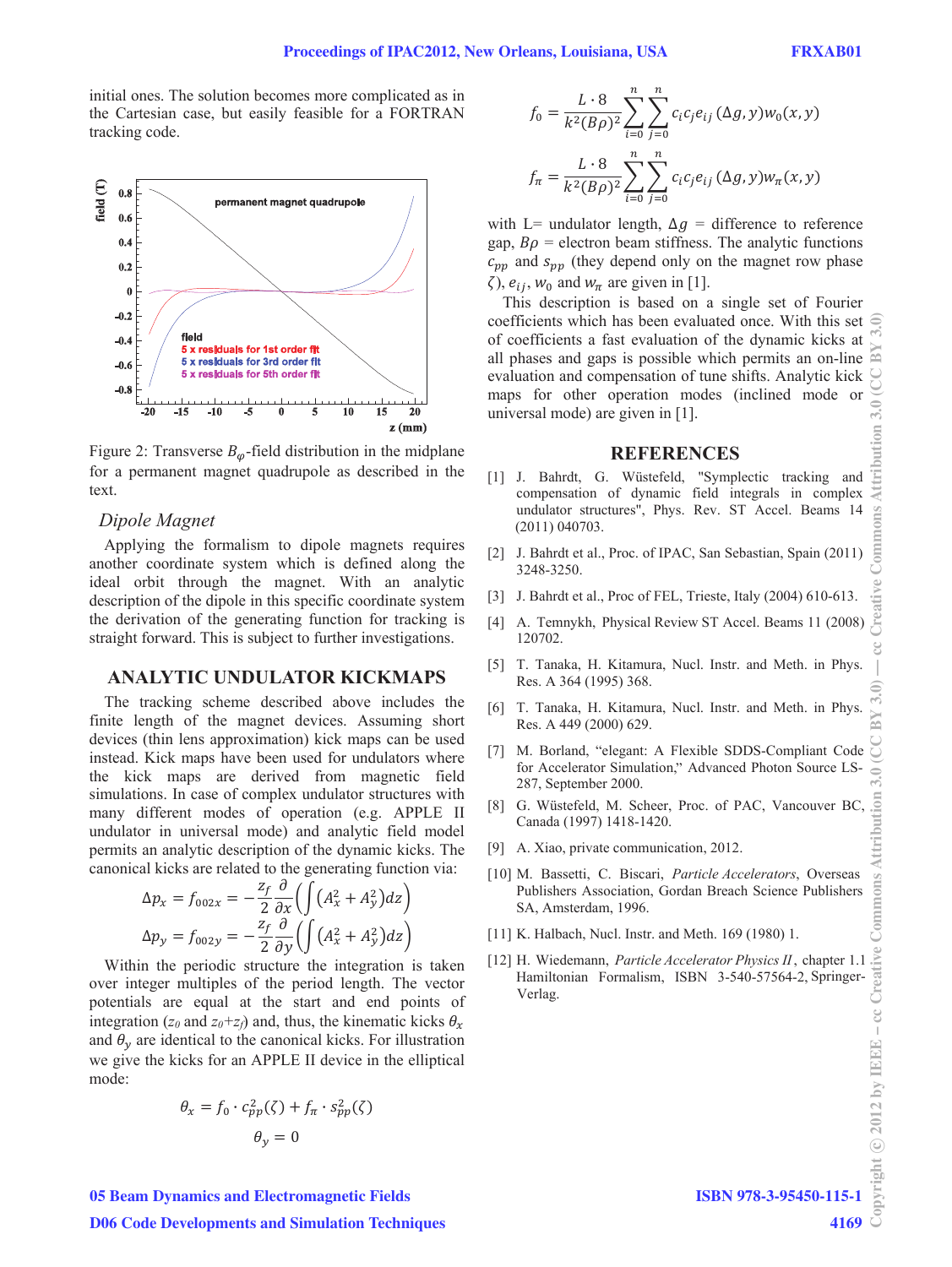initial ones. The solution becomes more complicated as in the Cartesian case, but easily feasible for a FORTRAN tracking code.

field (T)

permanent magnet quadrupole

0.8
0.6
0.4
0.2
0
-0.2
-0.4
-0.6
-0.8

field
5 x residuals for 1st order fit
5 x residuals for 3rd order fit
5 x residuals for 5th order fit

-20 -15 -10 -5 0 5 10 15 20
z (mm)

Figure 2: Transverse $B_\varphi$-field distribution in the midplane for a permanent magnet quadrupole as described in the text.

### *Dipole Magnet*

Applying the formalism to dipole magnets requires another coordinate system which is defined along the ideal orbit through the magnet. With an analytic description of the dipole in this specific coordinate system the derivation of the generating function for tracking is straight forward. This is subject to further investigations.

## ANALYTIC UNDULATOR KICKMAPS

The tracking scheme described above includes the finite length of the magnet devices. Assuming short devices (thin lens approximation) kick maps can be used instead. Kick maps have been used for undulators where the kick maps are derived from magnetic field simulations. In case of complex undulator structures with many different modes of operation (e.g. APPLE II undulator in universal mode) and analytic field model permits an analytic description of the dynamic kicks. The canonical kicks are related to the generating function via:

$$\Delta p_x = f_{002x} = -\frac{z_f}{2}\frac{\partial}{\partial x}\left(\int \left(A_x^2 + A_y^2\right) dz\right)$$

$$\Delta p_y = f_{002y} = -\frac{z_f}{2}\frac{\partial}{\partial y}\left(\int \left(A_x^2 + A_y^2\right) dz\right)$$

Within the periodic structure the integration is taken over integer multiples of the period length. The vector potentials are equal at the start and end points of integration ($z_0$ and $z_0$+$z_f$) and, thus, the kinematic kicks $\theta_x$ and $\theta_y$ are identical to the canonical kicks. For illustration we give the kicks for an APPLE II device in the elliptical mode:

$$\theta_x = f_0 \cdot c_{pp}^2(\zeta) + f_\pi \cdot s_{pp}^2(\zeta)$$

$$\theta_y = 0$$

$$f_0 = \frac{L \cdot 8}{k^2(B\rho)^2}\sum_{i=0}^{n}\sum_{j=0}^{n} c_i c_j e_{ij}(\Delta g, y) w_0(x, y)$$

$$f_\pi = \frac{L \cdot 8}{k^2(B\rho)^2}\sum_{i=0}^{n}\sum_{j=0}^{n} c_i c_j e_{ij}(\Delta g, y) w_\pi(x, y)$$

with L= undulator length, $\Delta g$ = difference to reference gap, $B\rho$ = electron beam stiffness. The analytic functions $c_{pp}$ and $s_{pp}$ (they depend only on the magnet row phase $\zeta$), $e_{ij}$, $w_0$ and $w_\pi$ are given in [1].

This description is based on a single set of Fourier coefficients which has been evaluated once. With this set of coefficients a fast evaluation of the dynamic kicks at all phases and gaps is possible which permits an on-line evaluation and compensation of tune shifts. Analytic kick maps for other operation modes (inclined mode or universal mode) are given in [1].

## REFERENCES

[1] J. Bahrdt, G. Wüstefeld, "Symplectic tracking and compensation of dynamic field integrals in complex undulator structures", Phys. Rev. ST Accel. Beams 14 (2011) 040703.

[2] J. Bahrdt et al., Proc. of IPAC, San Sebastian, Spain (2011) 3248-3250.

[3] J. Bahrdt et al., Proc of FEL, Trieste, Italy (2004) 610-613.

[4] A. Temnykh, Physical Review ST Accel. Beams 11 (2008) 120702.

[5] T. Tanaka, H. Kitamura, Nucl. Instr. and Meth. in Phys. Res. A 364 (1995) 368.

[6] T. Tanaka, H. Kitamura, Nucl. Instr. and Meth. in Phys. Res. A 449 (2000) 629.

[7] M. Borland, "elegant: A Flexible SDDS-Compliant Code for Accelerator Simulation," Advanced Photon Source LS-287, September 2000.

[8] G. Wüstefeld, M. Scheer, Proc. of PAC, Vancouver BC, Canada (1997) 1418-1420.

[9] A. Xiao, private communication, 2012.

[10] M. Bassetti, C. Biscari, *Particle Accelerators*, Overseas Publishers Association, Gordan Breach Science Publishers SA, Amsterdam, 1996.

[11] K. Halbach, Nucl. Instr. and Meth. 169 (1980) 1.

[12] H. Wiedemann, *Particle Accelerator Physics II*, chapter 1.1 Hamiltonian Formalism, ISBN 3-540-57564-2, Springer-Verlag.